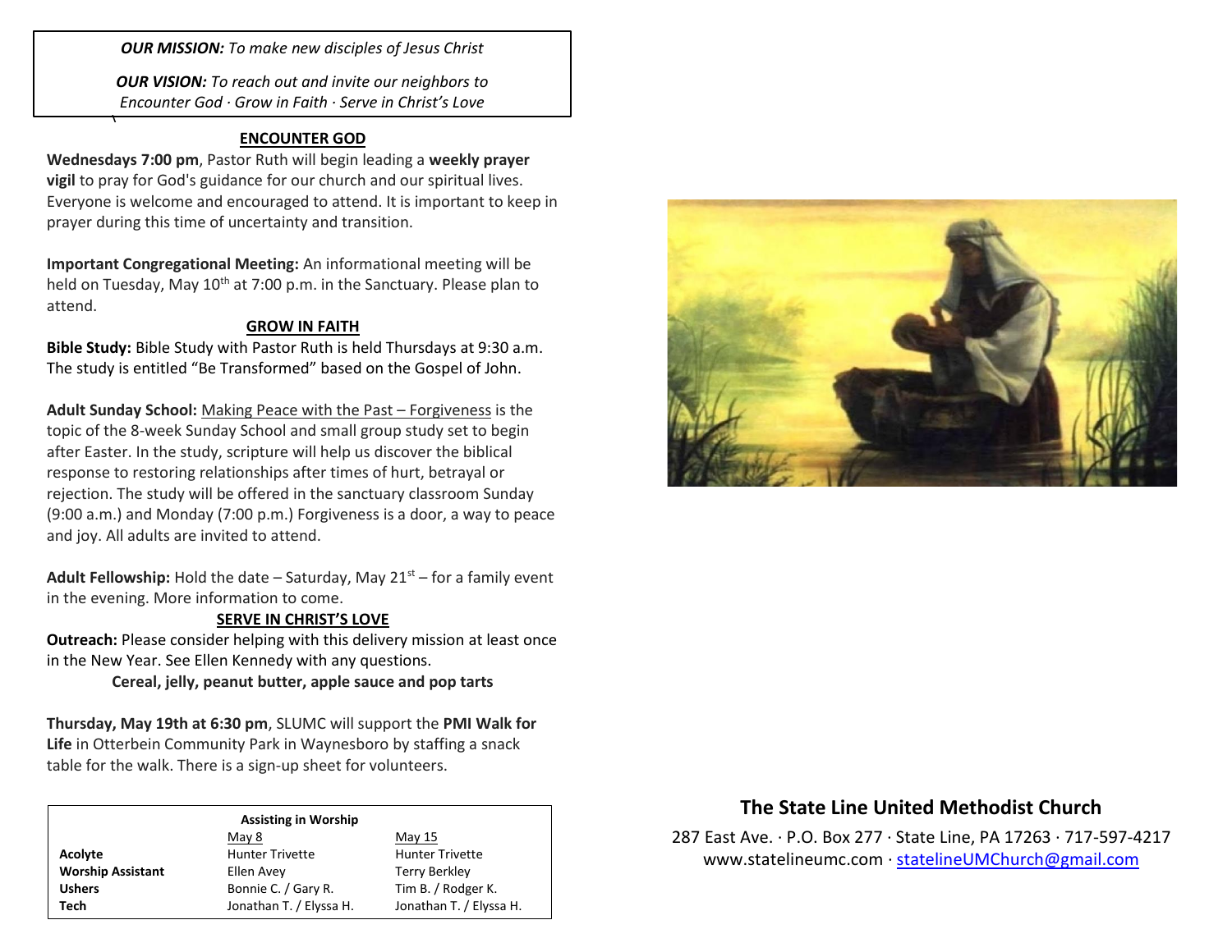***OUR MISSION:*** *To make new disciples of Jesus Christ*

***OUR VISION:*** *To reach out and invite our neighbors to Encounter God · Grow in Faith · Serve in Christ's Love*

## ENCOUNTER GOD

**Wednesdays 7:00 pm**, Pastor Ruth will begin leading a **weekly prayer vigil** to pray for God's guidance for our church and our spiritual lives. Everyone is welcome and encouraged to attend. It is important to keep in prayer during this time of uncertainty and transition.

**Important Congregational Meeting:** An informational meeting will be held on Tuesday, May 10th at 7:00 p.m. in the Sanctuary. Please plan to attend.

## GROW IN FAITH

**Bible Study:** Bible Study with Pastor Ruth is held Thursdays at 9:30 a.m. The study is entitled "Be Transformed" based on the Gospel of John.

**Adult Sunday School:** Making Peace with the Past – Forgiveness is the topic of the 8-week Sunday School and small group study set to begin after Easter. In the study, scripture will help us discover the biblical response to restoring relationships after times of hurt, betrayal or rejection. The study will be offered in the sanctuary classroom Sunday (9:00 a.m.) and Monday (7:00 p.m.) Forgiveness is a door, a way to peace and joy. All adults are invited to attend.

**Adult Fellowship:** Hold the date – Saturday, May 21st – for a family event in the evening. More information to come.

## SERVE IN CHRIST'S LOVE

**Outreach:** Please consider helping with this delivery mission at least once in the New Year. See Ellen Kennedy with any questions.

**Cereal, jelly, peanut butter, apple sauce and pop tarts**

**Thursday, May 19th at 6:30 pm**, SLUMC will support the **PMI Walk for Life** in Otterbein Community Park in Waynesboro by staffing a snack table for the walk. There is a sign-up sheet for volunteers.

**Assisting in Worship**

| | May 8 | May 15 |
|---|---|---|
| **Acolyte** | Hunter Trivette | Hunter Trivette |
| **Worship Assistant** | Ellen Avey | Terry Berkley |
| **Ushers** | Bonnie C. / Gary R. | Tim B. / Rodger K. |
| **Tech** | Jonathan T. / Elyssa H. | Jonathan T. / Elyssa H. |

## The State Line United Methodist Church

287 East Ave. · P.O. Box 277 · State Line, PA 17263 · 717-597-4217
www.statelineumc.com · statelineUMChurch@gmail.com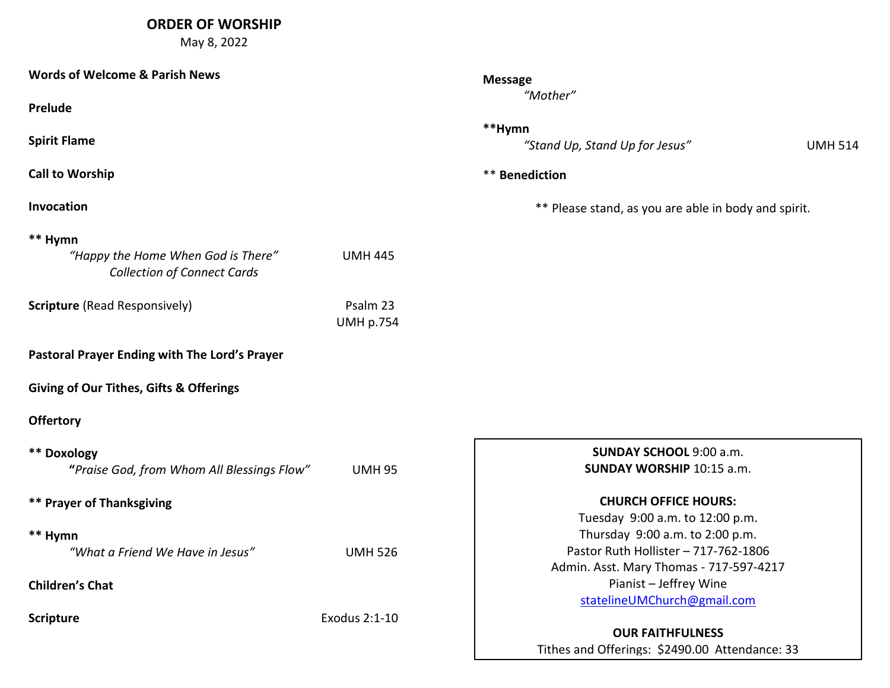## ORDER OF WORSHIP

May 8, 2022

**Words of Welcome & Parish News**

**Prelude**

**Spirit Flame**

**Call to Worship**

**Invocation**

**\*\* Hymn**
*"Happy the Home When God is There"* UMH 445
*Collection of Connect Cards*

**Scripture** (Read Responsively) Psalm 23
UMH p.754

**Pastoral Prayer Ending with The Lord's Prayer**

**Giving of Our Tithes, Gifts & Offerings**

**Offertory**

**\*\* Doxology**
**"***Praise God, from Whom All Blessings Flow"* UMH 95

**\*\* Prayer of Thanksgiving**

**\*\* Hymn**
*"What a Friend We Have in Jesus"* UMH 526

**Children's Chat**

**Scripture** Exodus 2:1-10

**Message**
*"Mother"*

**\*\*Hymn**
*"Stand Up, Stand Up for Jesus"* UMH 514

\*\* **Benediction**

\*\* Please stand, as you are able in body and spirit.

---

**SUNDAY SCHOOL** 9:00 a.m.
**SUNDAY WORSHIP** 10:15 a.m.

**CHURCH OFFICE HOURS:**
Tuesday 9:00 a.m. to 12:00 p.m.
Thursday 9:00 a.m. to 2:00 p.m.
Pastor Ruth Hollister – 717-762-1806
Admin. Asst. Mary Thomas - 717-597-4217
Pianist – Jeffrey Wine
statelineUMChurch@gmail.com

**OUR FAITHFULNESS**
Tithes and Offerings: $2490.00 Attendance: 33